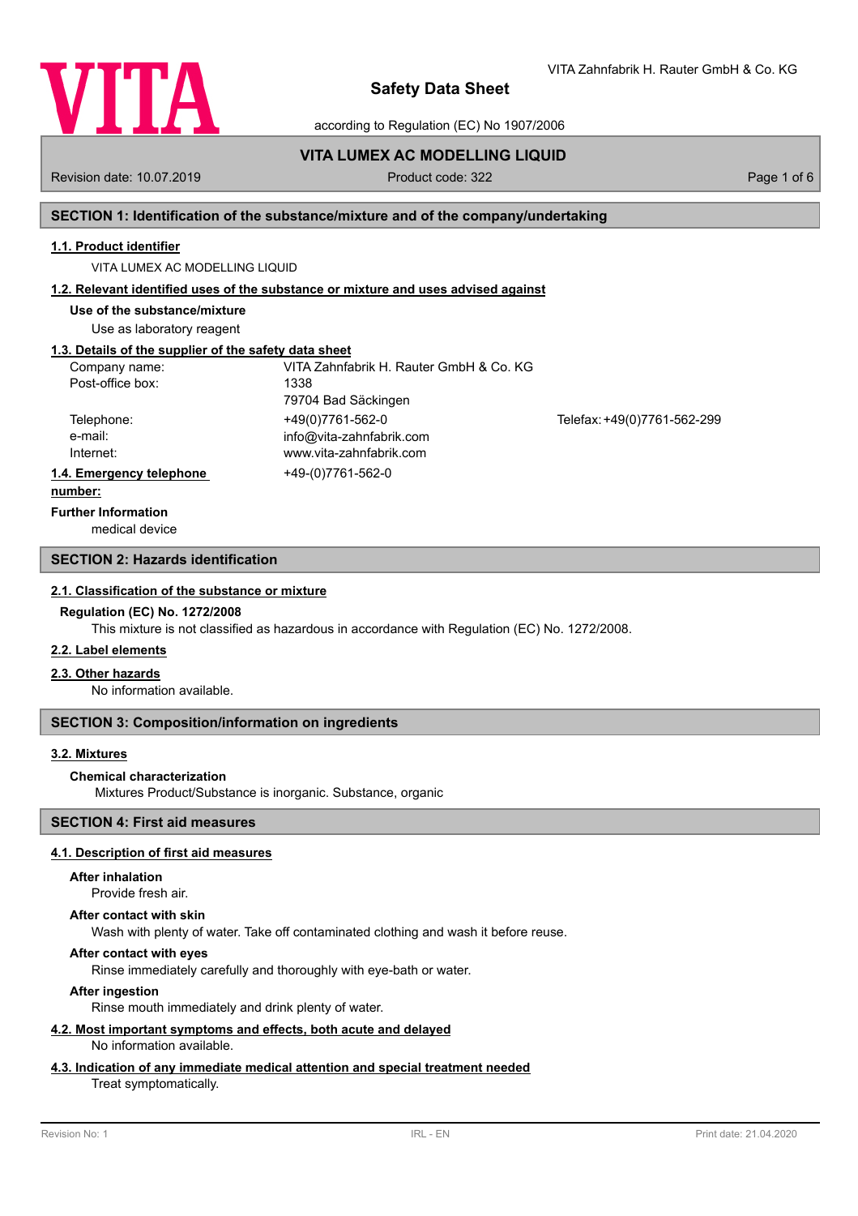# Safety Data Sheet

according to Regulation (EC) No 1907/2006

VITA Zahnfabrik H. Rauter GmbH & Co. KG

**VITA LUMEX AC MODELLING LIQUID**

Revision date: 10.07.2019 | Product code: 322

## SECTION 1: Identification of the substance/mixture and of the company/undertaking

### 1.1. Product identifier

VITA LUMEX AC MODELLING LIQUID

### 1.2. Relevant identified uses of the substance or mixture and uses advised against

**Use of the substance/mixture**

Use as laboratory reagent

### 1.3. Details of the supplier of the safety data sheet

| | | |
|---|---|---|
| Company name: | VITA Zahnfabrik H. Rauter GmbH & Co. KG | |
| Post-office box: | 1338 | |
| | 79704 Bad Säckingen | |
| Telephone: | +49(0)7761-562-0 | Telefax: +49(0)7761-562-299 |
| e-mail: | info@vita-zahnfabrik.com | |
| Internet: | www.vita-zahnfabrik.com | |

### 1.4. Emergency telephone number:

+49-(0)7761-562-0

**Further Information**

medical device

## SECTION 2: Hazards identification

### 2.1. Classification of the substance or mixture

**Regulation (EC) No. 1272/2008**

This mixture is not classified as hazardous in accordance with Regulation (EC) No. 1272/2008.

### 2.2. Label elements

### 2.3. Other hazards

No information available.

## SECTION 3: Composition/information on ingredients

### 3.2. Mixtures

**Chemical characterization**

Mixtures Product/Substance is inorganic. Substance, organic

## SECTION 4: First aid measures

### 4.1. Description of first aid measures

**After inhalation**

Provide fresh air.

**After contact with skin**

Wash with plenty of water. Take off contaminated clothing and wash it before reuse.

**After contact with eyes**

Rinse immediately carefully and thoroughly with eye-bath or water.

**After ingestion**

Rinse mouth immediately and drink plenty of water.

### 4.2. Most important symptoms and effects, both acute and delayed

No information available.

### 4.3. Indication of any immediate medical attention and special treatment needed

Treat symptomatically.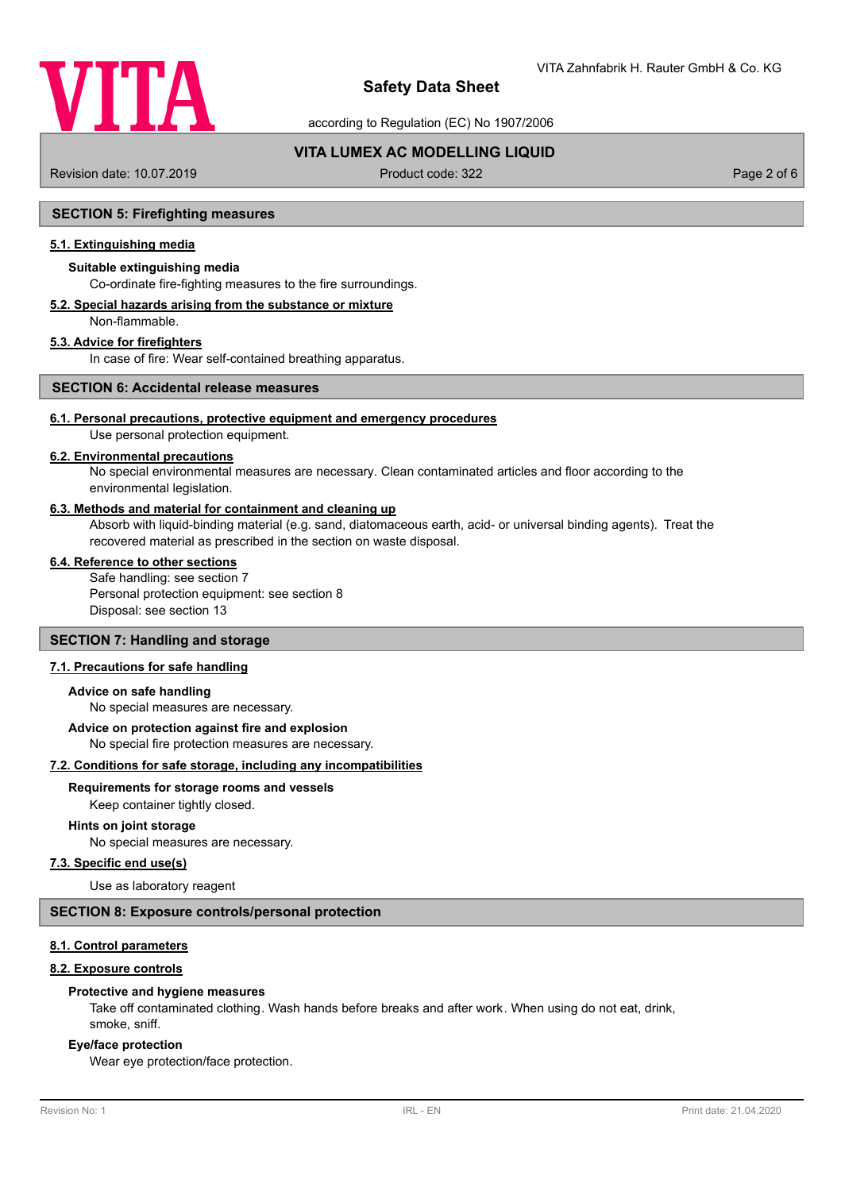## SECTION 5: Firefighting measures

### 5.1. Extinguishing media

**Suitable extinguishing media**

Co-ordinate fire-fighting measures to the fire surroundings.

### 5.2. Special hazards arising from the substance or mixture

Non-flammable.

### 5.3. Advice for firefighters

In case of fire: Wear self-contained breathing apparatus.

## SECTION 6: Accidental release measures

### 6.1. Personal precautions, protective equipment and emergency procedures

Use personal protection equipment.

### 6.2. Environmental precautions

No special environmental measures are necessary. Clean contaminated articles and floor according to the environmental legislation.

### 6.3. Methods and material for containment and cleaning up

Absorb with liquid-binding material (e.g. sand, diatomaceous earth, acid- or universal binding agents). Treat the recovered material as prescribed in the section on waste disposal.

### 6.4. Reference to other sections

Safe handling: see section 7
Personal protection equipment: see section 8
Disposal: see section 13

## SECTION 7: Handling and storage

### 7.1. Precautions for safe handling

**Advice on safe handling**

No special measures are necessary.

**Advice on protection against fire and explosion**

No special fire protection measures are necessary.

### 7.2. Conditions for safe storage, including any incompatibilities

**Requirements for storage rooms and vessels**

Keep container tightly closed.

**Hints on joint storage**

No special measures are necessary.

### 7.3. Specific end use(s)

Use as laboratory reagent

## SECTION 8: Exposure controls/personal protection

### 8.1. Control parameters

### 8.2. Exposure controls

**Protective and hygiene measures**

Take off contaminated clothing. Wash hands before breaks and after work. When using do not eat, drink, smoke, sniff.

**Eye/face protection**

Wear eye protection/face protection.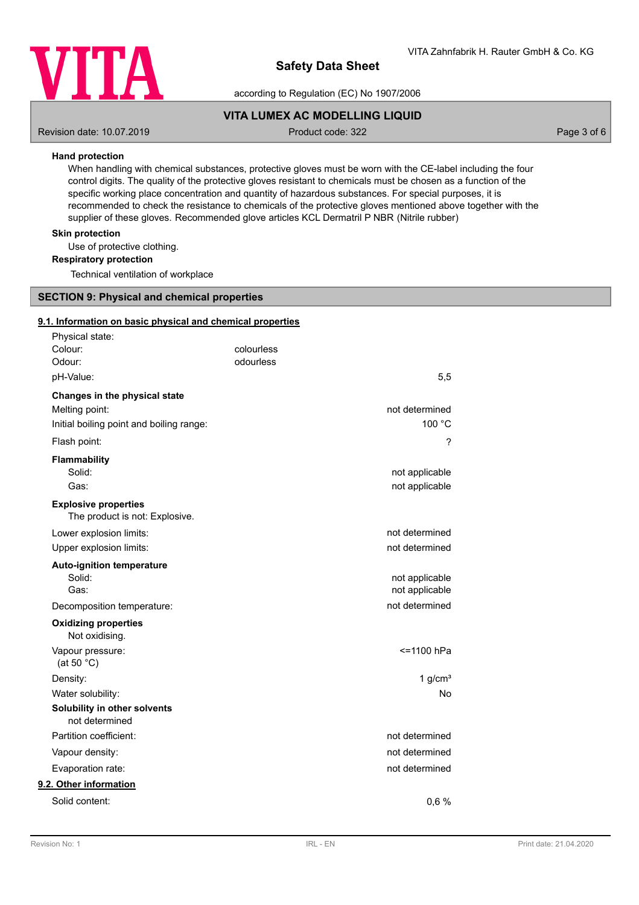**Hand protection**

When handling with chemical substances, protective gloves must be worn with the CE-label including the four control digits. The quality of the protective gloves resistant to chemicals must be chosen as a function of the specific working place concentration and quantity of hazardous substances. For special purposes, it is recommended to check the resistance to chemicals of the protective gloves mentioned above together with the supplier of these gloves. Recommended glove articles KCL Dermatril P NBR (Nitrile rubber)

**Skin protection**

Use of protective clothing.

**Respiratory protection**

Technical ventilation of workplace

## SECTION 9: Physical and chemical properties

### 9.1. Information on basic physical and chemical properties

| | | |
|---|---|---|
| Physical state: | | |
| Colour: | colourless | |
| Odour: | odourless | |
| pH-Value: | | 5,5 |
| **Changes in the physical state** | | |
| Melting point: | | not determined |
| Initial boiling point and boiling range: | | 100 °C |
| Flash point: | | ? |
| **Flammability** | | |
| Solid: | | not applicable |
| Gas: | | not applicable |
| **Explosive properties** | | |
| The product is not: Explosive. | | |
| Lower explosion limits: | | not determined |
| Upper explosion limits: | | not determined |
| **Auto-ignition temperature** | | |
| Solid: | | not applicable |
| Gas: | | not applicable |
| Decomposition temperature: | | not determined |
| **Oxidizing properties** | | |
| Not oxidising. | | |
| Vapour pressure: (at 50 °C) | | <=1100 hPa |
| Density: | | 1 g/cm³ |
| Water solubility: | | No |
| **Solubility in other solvents** | | |
| not determined | | |
| Partition coefficient: | | not determined |
| Vapour density: | | not determined |
| Evaporation rate: | | not determined |

### 9.2. Other information

| | |
|---|---|
| Solid content: | 0,6 % |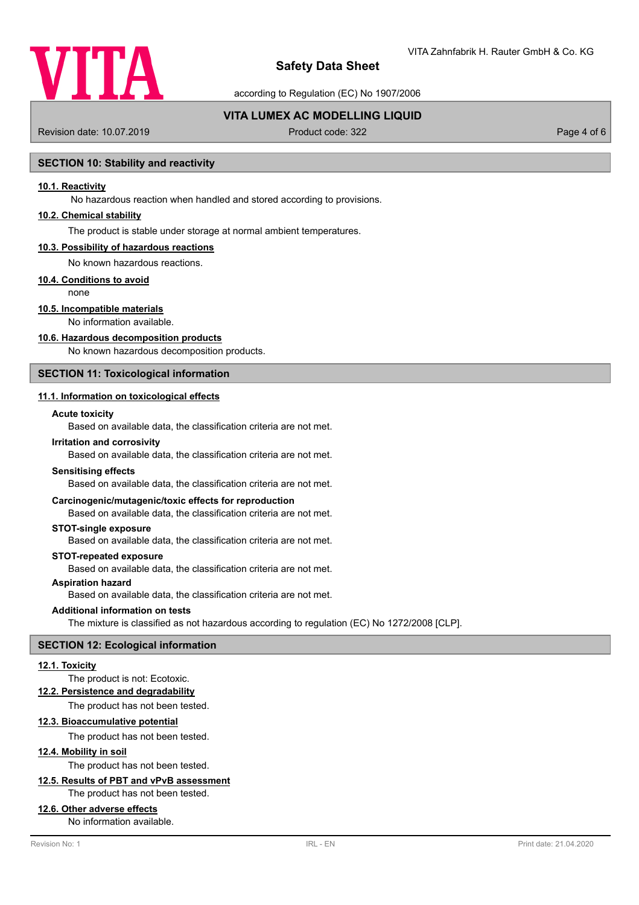## SECTION 10: Stability and reactivity

### 10.1. Reactivity

No hazardous reaction when handled and stored according to provisions.

### 10.2. Chemical stability

The product is stable under storage at normal ambient temperatures.

### 10.3. Possibility of hazardous reactions

No known hazardous reactions.

### 10.4. Conditions to avoid

none

### 10.5. Incompatible materials

No information available.

### 10.6. Hazardous decomposition products

No known hazardous decomposition products.

## SECTION 11: Toxicological information

### 11.1. Information on toxicological effects

**Acute toxicity**

Based on available data, the classification criteria are not met.

**Irritation and corrosivity**

Based on available data, the classification criteria are not met.

**Sensitising effects**

Based on available data, the classification criteria are not met.

**Carcinogenic/mutagenic/toxic effects for reproduction**

Based on available data, the classification criteria are not met.

**STOT-single exposure**

Based on available data, the classification criteria are not met.

**STOT-repeated exposure**

Based on available data, the classification criteria are not met.

**Aspiration hazard**

Based on available data, the classification criteria are not met.

**Additional information on tests**

The mixture is classified as not hazardous according to regulation (EC) No 1272/2008 [CLP].

## SECTION 12: Ecological information

### 12.1. Toxicity

The product is not: Ecotoxic.

### 12.2. Persistence and degradability

The product has not been tested.

### 12.3. Bioaccumulative potential

The product has not been tested.

### 12.4. Mobility in soil

The product has not been tested.

### 12.5. Results of PBT and vPvB assessment

The product has not been tested.

### 12.6. Other adverse effects

No information available.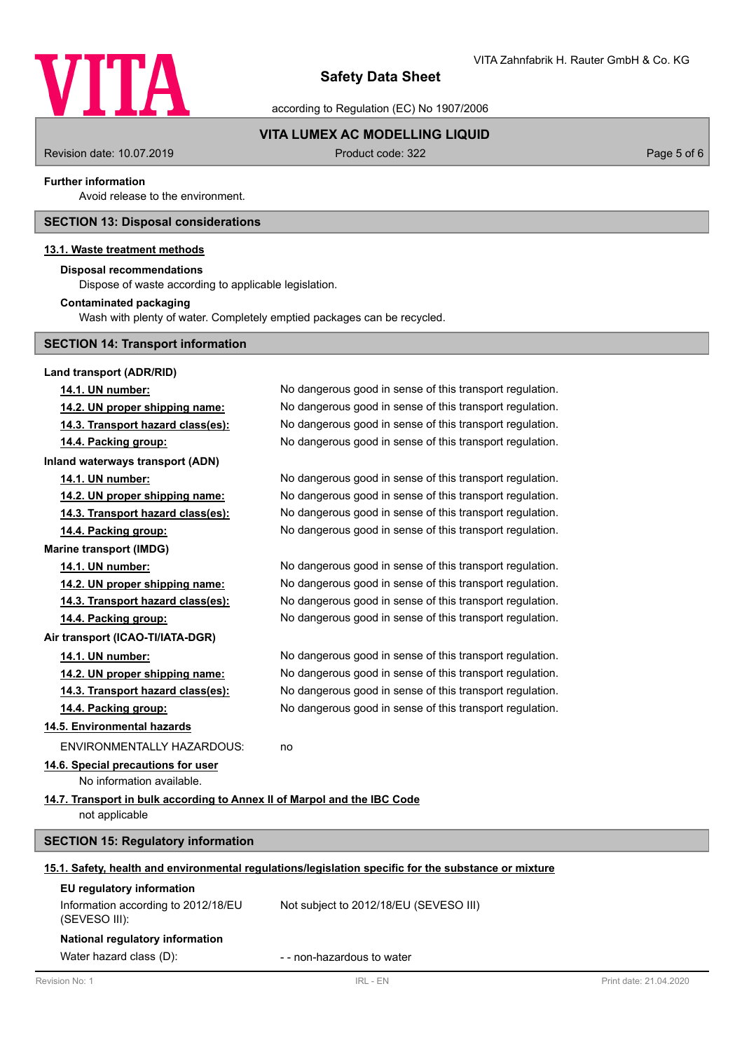**Further information**

Avoid release to the environment.

## SECTION 13: Disposal considerations

### 13.1. Waste treatment methods

**Disposal recommendations**

Dispose of waste according to applicable legislation.

**Contaminated packaging**

Wash with plenty of water. Completely emptied packages can be recycled.

## SECTION 14: Transport information

**Land transport (ADR/RID)**

| | |
|---|---|
| 14.1. UN number: | No dangerous good in sense of this transport regulation. |
| 14.2. UN proper shipping name: | No dangerous good in sense of this transport regulation. |
| 14.3. Transport hazard class(es): | No dangerous good in sense of this transport regulation. |
| 14.4. Packing group: | No dangerous good in sense of this transport regulation. |

**Inland waterways transport (ADN)**

| | |
|---|---|
| 14.1. UN number: | No dangerous good in sense of this transport regulation. |
| 14.2. UN proper shipping name: | No dangerous good in sense of this transport regulation. |
| 14.3. Transport hazard class(es): | No dangerous good in sense of this transport regulation. |
| 14.4. Packing group: | No dangerous good in sense of this transport regulation. |

**Marine transport (IMDG)**

| | |
|---|---|
| 14.1. UN number: | No dangerous good in sense of this transport regulation. |
| 14.2. UN proper shipping name: | No dangerous good in sense of this transport regulation. |
| 14.3. Transport hazard class(es): | No dangerous good in sense of this transport regulation. |
| 14.4. Packing group: | No dangerous good in sense of this transport regulation. |

**Air transport (ICAO-TI/IATA-DGR)**

| | |
|---|---|
| 14.1. UN number: | No dangerous good in sense of this transport regulation. |
| 14.2. UN proper shipping name: | No dangerous good in sense of this transport regulation. |
| 14.3. Transport hazard class(es): | No dangerous good in sense of this transport regulation. |
| 14.4. Packing group: | No dangerous good in sense of this transport regulation. |

### 14.5. Environmental hazards

ENVIRONMENTALLY HAZARDOUS: no

### 14.6. Special precautions for user

No information available.

### 14.7. Transport in bulk according to Annex II of Marpol and the IBC Code

not applicable

## SECTION 15: Regulatory information

### 15.1. Safety, health and environmental regulations/legislation specific for the substance or mixture

**EU regulatory information**

| | |
|---|---|
| Information according to 2012/18/EU (SEVESO III): | Not subject to 2012/18/EU (SEVESO III) |

**National regulatory information**

| | |
|---|---|
| Water hazard class (D): | - - non-hazardous to water |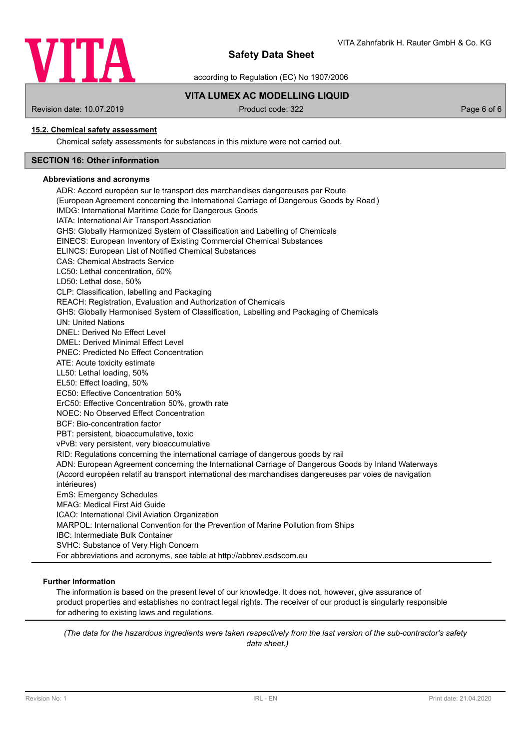### 15.2. Chemical safety assessment

Chemical safety assessments for substances in this mixture were not carried out.

## SECTION 16: Other information

**Abbreviations and acronyms**

ADR: Accord européen sur le transport des marchandises dangereuses par Route
(European Agreement concerning the International Carriage of Dangerous Goods by Road )
IMDG: International Maritime Code for Dangerous Goods
IATA: International Air Transport Association
GHS: Globally Harmonized System of Classification and Labelling of Chemicals
EINECS: European Inventory of Existing Commercial Chemical Substances
ELINCS: European List of Notified Chemical Substances
CAS: Chemical Abstracts Service
LC50: Lethal concentration, 50%
LD50: Lethal dose, 50%
CLP: Classification, labelling and Packaging
REACH: Registration, Evaluation and Authorization of Chemicals
GHS: Globally Harmonised System of Classification, Labelling and Packaging of Chemicals
UN: United Nations
DNEL: Derived No Effect Level
DMEL: Derived Minimal Effect Level
PNEC: Predicted No Effect Concentration
ATE: Acute toxicity estimate
LL50: Lethal loading, 50%
EL50: Effect loading, 50%
EC50: Effective Concentration 50%
ErC50: Effective Concentration 50%, growth rate
NOEC: No Observed Effect Concentration
BCF: Bio-concentration factor
PBT: persistent, bioaccumulative, toxic
vPvB: very persistent, very bioaccumulative
RID: Regulations concerning the international carriage of dangerous goods by rail
ADN: European Agreement concerning the International Carriage of Dangerous Goods by Inland Waterways
(Accord européen relatif au transport international des marchandises dangereuses par voies de navigation intérieures)
EmS: Emergency Schedules
MFAG: Medical First Aid Guide
ICAO: International Civil Aviation Organization
MARPOL: International Convention for the Prevention of Marine Pollution from Ships
IBC: Intermediate Bulk Container
SVHC: Substance of Very High Concern
For abbreviations and acronyms, see table at http://abbrev.esdscom.eu

**Further Information**

The information is based on the present level of our knowledge. It does not, however, give assurance of product properties and establishes no contract legal rights. The receiver of our product is singularly responsible for adhering to existing laws and regulations.

*(The data for the hazardous ingredients were taken respectively from the last version of the sub-contractor's safety data sheet.)*